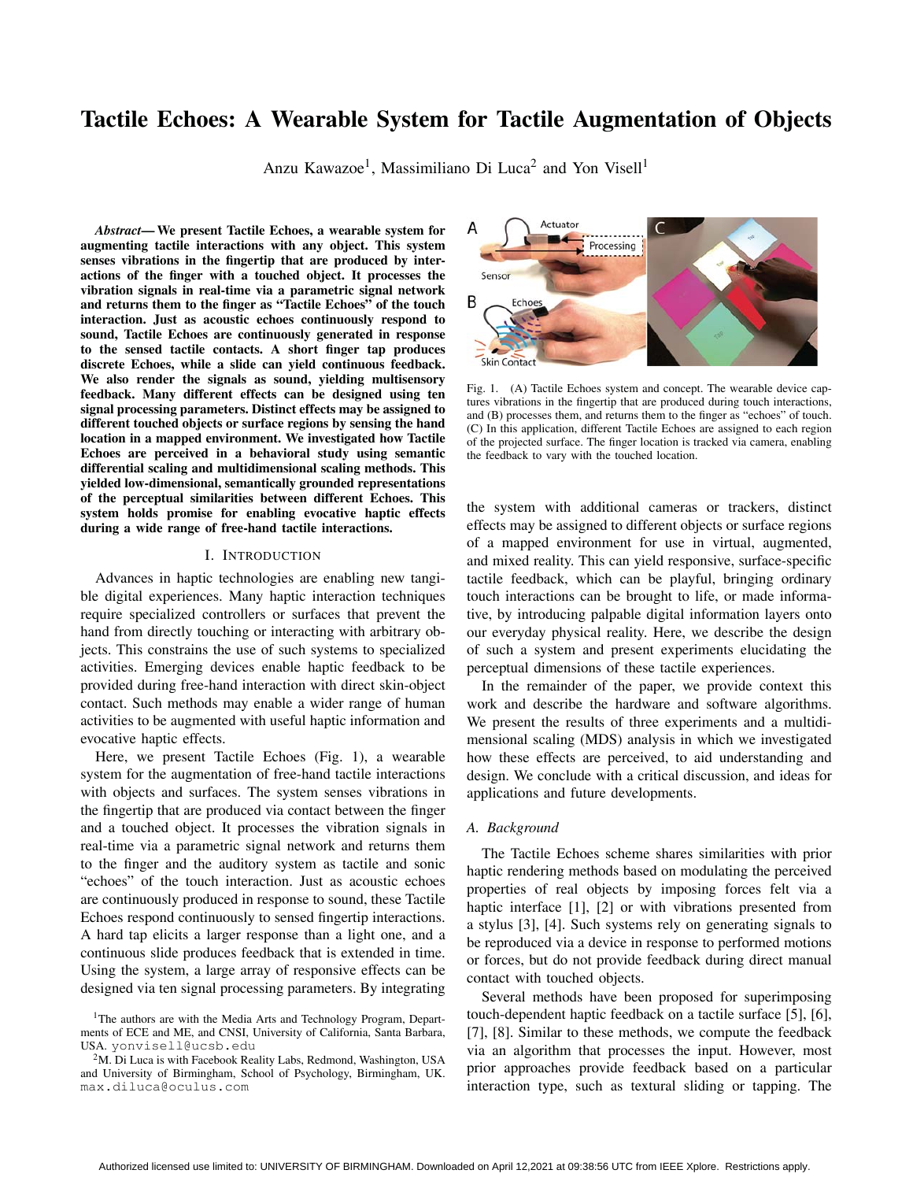# Tactile Echoes: A Wearable System for Tactile Augmentation of Objects

Anzu Kawazoe[1], Massimiliano Di Luca[2] and Yon Visell[1]

***Abstract*— We present Tactile Echoes, a wearable system for augmenting tactile interactions with any object. This system senses vibrations in the fingertip that are produced by interactions of the finger with a touched object. It processes the vibration signals in real-time via a parametric signal network and returns them to the finger as "Tactile Echoes" of the touch interaction. Just as acoustic echoes continuously respond to sound, Tactile Echoes are continuously generated in response to the sensed tactile contacts. A short finger tap produces discrete Echoes, while a slide can yield continuous feedback. We also render the signals as sound, yielding multisensory feedback. Many different effects can be designed using ten signal processing parameters. Distinct effects may be assigned to different touched objects or surface regions by sensing the hand location in a mapped environment. We investigated how Tactile Echoes are perceived in a behavioral study using semantic differential scaling and multidimensional scaling methods. This yielded low-dimensional, semantically grounded representations of the perceptual similarities between different Echoes. This system holds promise for enabling evocative haptic effects during a wide range of free-hand tactile interactions.**

## I. Introduction

Advances in haptic technologies are enabling new tangible digital experiences. Many haptic interaction techniques require specialized controllers or surfaces that prevent the hand from directly touching or interacting with arbitrary objects. This constrains the use of such systems to specialized activities. Emerging devices enable haptic feedback to be provided during free-hand interaction with direct skin-object contact. Such methods may enable a wider range of human activities to be augmented with useful haptic information and evocative haptic effects.

Here, we present Tactile Echoes (Fig. 1), a wearable system for the augmentation of free-hand tactile interactions with objects and surfaces. The system senses vibrations in the fingertip that are produced via contact between the finger and a touched object. It processes the vibration signals in real-time via a parametric signal network and returns them to the finger and the auditory system as tactile and sonic "echoes" of the touch interaction. Just as acoustic echoes are continuously produced in response to sound, these Tactile Echoes respond continuously to sensed fingertip interactions. A hard tap elicits a larger response than a light one, and a continuous slide produces feedback that is extended in time. Using the system, a large array of responsive effects can be designed via ten signal processing parameters. By integrating the system with additional cameras or trackers, distinct effects may be assigned to different objects or surface regions of a mapped environment for use in virtual, augmented, and mixed reality. This can yield responsive, surface-specific tactile feedback, which can be playful, bringing ordinary touch interactions can be brought to life, or made informative, by introducing palpable digital information layers onto our everyday physical reality. Here, we describe the design of such a system and present experiments elucidating the perceptual dimensions of these tactile experiences.

Fig. 1. (A) Tactile Echoes system and concept. The wearable device captures vibrations in the fingertip that are produced during touch interactions, and (B) processes them, and returns them to the finger as "echoes" of touch. (C) In this application, different Tactile Echoes are assigned to each region of the projected surface. The finger location is tracked via camera, enabling the feedback to vary with the touched location.

In the remainder of the paper, we provide context this work and describe the hardware and software algorithms. We present the results of three experiments and a multidimensional scaling (MDS) analysis in which we investigated how these effects are perceived, to aid understanding and design. We conclude with a critical discussion, and ideas for applications and future developments.

### A. Background

The Tactile Echoes scheme shares similarities with prior haptic rendering methods based on modulating the perceived properties of real objects by imposing forces felt via a haptic interface [1], [2] or with vibrations presented from a stylus [3], [4]. Such systems rely on generating signals to be reproduced via a device in response to performed motions or forces, but do not provide feedback during direct manual contact with touched objects.

Several methods have been proposed for superimposing touch-dependent haptic feedback on a tactile surface [5], [6], [7], [8]. Similar to these methods, we compute the feedback via an algorithm that processes the input. However, most prior approaches provide feedback based on a particular interaction type, such as textural sliding or tapping. The

[1]The authors are with the Media Arts and Technology Program, Departments of ECE and ME, and CNSI, University of California, Santa Barbara, USA. yonvisell@ucsb.edu

[2]M. Di Luca is with Facebook Reality Labs, Redmond, Washington, USA and University of Birmingham, School of Psychology, Birmingham, UK. max.diluca@oculus.com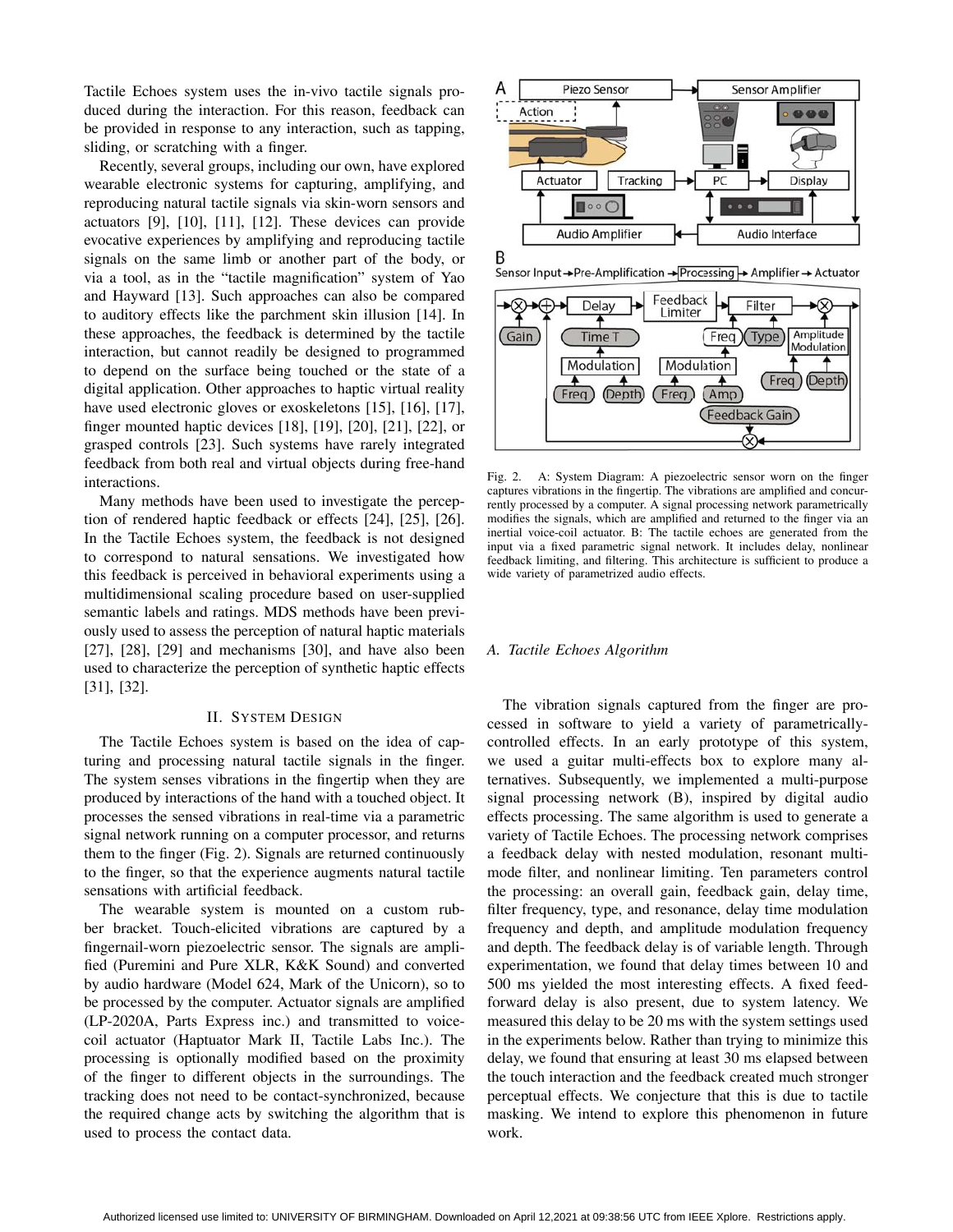Tactile Echoes system uses the in-vivo tactile signals produced during the interaction. For this reason, feedback can be provided in response to any interaction, such as tapping, sliding, or scratching with a finger.

Recently, several groups, including our own, have explored wearable electronic systems for capturing, amplifying, and reproducing natural tactile signals via skin-worn sensors and actuators [9], [10], [11], [12]. These devices can provide evocative experiences by amplifying and reproducing tactile signals on the same limb or another part of the body, or via a tool, as in the "tactile magnification" system of Yao and Hayward [13]. Such approaches can also be compared to auditory effects like the parchment skin illusion [14]. In these approaches, the feedback is determined by the tactile interaction, but cannot readily be designed to programmed to depend on the surface being touched or the state of a digital application. Other approaches to haptic virtual reality have used electronic gloves or exoskeletons [15], [16], [17], finger mounted haptic devices [18], [19], [20], [21], [22], or grasped controls [23]. Such systems have rarely integrated feedback from both real and virtual objects during free-hand interactions.

Many methods have been used to investigate the perception of rendered haptic feedback or effects [24], [25], [26]. In the Tactile Echoes system, the feedback is not designed to correspond to natural sensations. We investigated how this feedback is perceived in behavioral experiments using a multidimensional scaling procedure based on user-supplied semantic labels and ratings. MDS methods have been previously used to assess the perception of natural haptic materials [27], [28], [29] and mechanisms [30], and have also been used to characterize the perception of synthetic haptic effects [31], [32].

## II. System Design

The Tactile Echoes system is based on the idea of capturing and processing natural tactile signals in the finger. The system senses vibrations in the fingertip when they are produced by interactions of the hand with a touched object. It processes the sensed vibrations in real-time via a parametric signal network running on a computer processor, and returns them to the finger (Fig. 2). Signals are returned continuously to the finger, so that the experience augments natural tactile sensations with artificial feedback.

The wearable system is mounted on a custom rubber bracket. Touch-elicited vibrations are captured by a fingernail-worn piezoelectric sensor. The signals are amplified (Puremini and Pure XLR, K&K Sound) and converted by audio hardware (Model 624, Mark of the Unicorn), so to be processed by the computer. Actuator signals are amplified (LP-2020A, Parts Express inc.) and transmitted to voice-coil actuator (Haptuator Mark II, Tactile Labs Inc.). The processing is optionally modified based on the proximity of the finger to different objects in the surroundings. The tracking does not need to be contact-synchronized, because the required change acts by switching the algorithm that is used to process the contact data.

Fig. 2. A: System Diagram: A piezoelectric sensor worn on the finger captures vibrations in the fingertip. The vibrations are amplified and concurrently processed by a computer. A signal processing network parametrically modifies the signals, which are amplified and returned to the finger via an inertial voice-coil actuator. B: The tactile echoes are generated from the input via a fixed parametric signal network. It includes delay, nonlinear feedback limiting, and filtering. This architecture is sufficient to produce a wide variety of parametrized audio effects.

### A. Tactile Echoes Algorithm

The vibration signals captured from the finger are processed in software to yield a variety of parametrically-controlled effects. In an early prototype of this system, we used a guitar multi-effects box to explore many alternatives. Subsequently, we implemented a multi-purpose signal processing network (B), inspired by digital audio effects processing. The same algorithm is used to generate a variety of Tactile Echoes. The processing network comprises a feedback delay with nested modulation, resonant multi-mode filter, and nonlinear limiting. Ten parameters control the processing: an overall gain, feedback gain, delay time, filter frequency, type, and resonance, delay time modulation frequency and depth, and amplitude modulation frequency and depth. The feedback delay is of variable length. Through experimentation, we found that delay times between 10 and 500 ms yielded the most interesting effects. A fixed feed-forward delay is also present, due to system latency. We measured this delay to be 20 ms with the system settings used in the experiments below. Rather than trying to minimize this delay, we found that ensuring at least 30 ms elapsed between the touch interaction and the feedback created much stronger perceptual effects. We conjecture that this is due to tactile masking. We intend to explore this phenomenon in future work.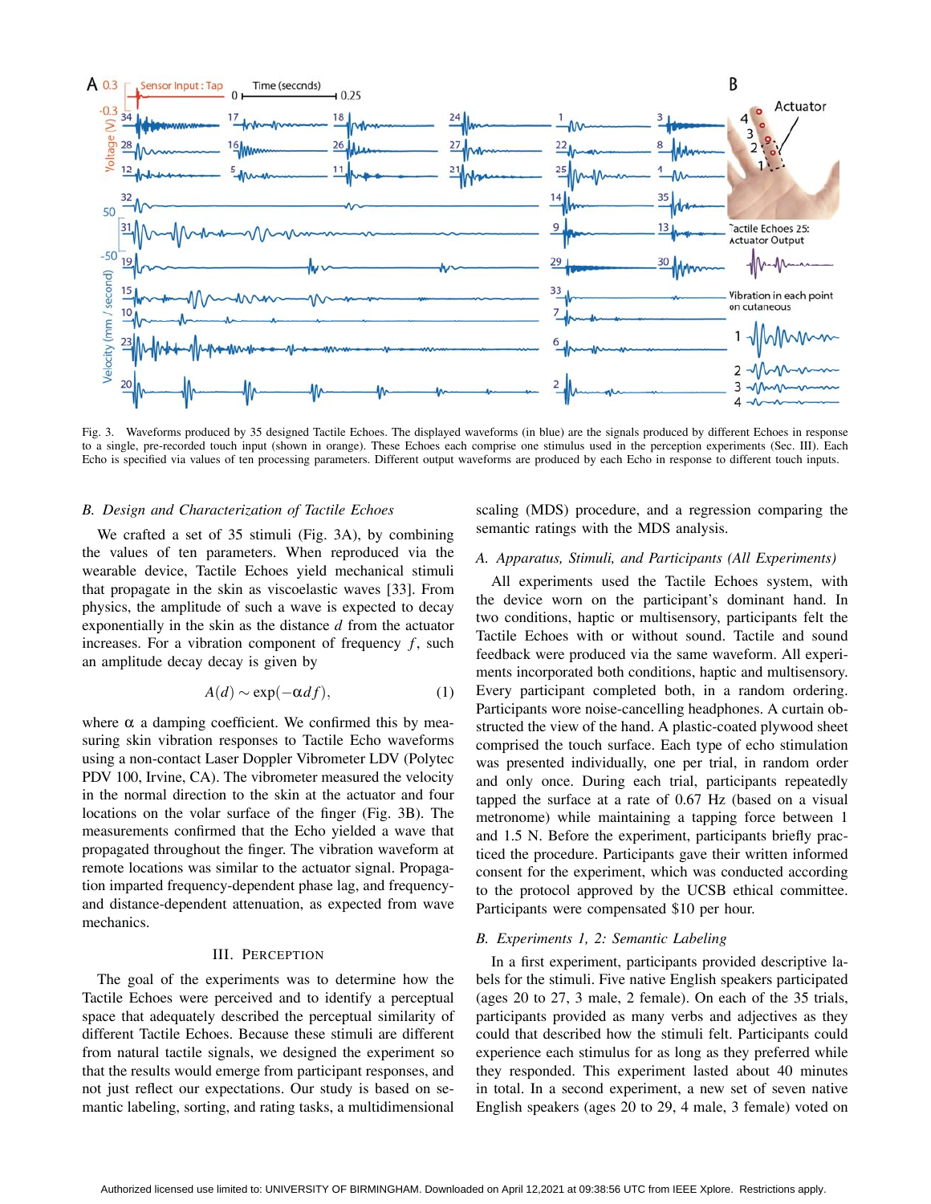Fig. 3. Waveforms produced by 35 designed Tactile Echoes. The displayed waveforms (in blue) are the signals produced by different Echoes in response to a single, pre-recorded touch input (shown in orange). These Echoes each comprise one stimulus used in the perception experiments (Sec. III). Each Echo is specified via values of ten processing parameters. Different output waveforms are produced by each Echo in response to different touch inputs.

### B. Design and Characterization of Tactile Echoes

We crafted a set of 35 stimuli (Fig. 3A), by combining the values of ten parameters. When reproduced via the wearable device, Tactile Echoes yield mechanical stimuli that propagate in the skin as viscoelastic waves [33]. From physics, the amplitude of such a wave is expected to decay exponentially in the skin as the distance $d$ from the actuator increases. For a vibration component of frequency $f$, such an amplitude decay decay is given by

$$A(d) \sim \exp(-\alpha d f), \tag{1}$$

where $\alpha$ a damping coefficient. We confirmed this by measuring skin vibration responses to Tactile Echo waveforms using a non-contact Laser Doppler Vibrometer LDV (Polytec PDV 100, Irvine, CA). The vibrometer measured the velocity in the normal direction to the skin at the actuator and four locations on the volar surface of the finger (Fig. 3B). The measurements confirmed that the Echo yielded a wave that propagated throughout the finger. The vibration waveform at remote locations was similar to the actuator signal. Propagation imparted frequency-dependent phase lag, and frequency- and distance-dependent attenuation, as expected from wave mechanics.

## III. Perception

The goal of the experiments was to determine how the Tactile Echoes were perceived and to identify a perceptual space that adequately described the perceptual similarity of different Tactile Echoes. Because these stimuli are different from natural tactile signals, we designed the experiment so that the results would emerge from participant responses, and not just reflect our expectations. Our study is based on semantic labeling, sorting, and rating tasks, a multidimensional scaling (MDS) procedure, and a regression comparing the semantic ratings with the MDS analysis.

### A. Apparatus, Stimuli, and Participants (All Experiments)

All experiments used the Tactile Echoes system, with the device worn on the participant's dominant hand. In two conditions, haptic or multisensory, participants felt the Tactile Echoes with or without sound. Tactile and sound feedback were produced via the same waveform. All experiments incorporated both conditions, haptic and multisensory. Every participant completed both, in a random ordering. Participants wore noise-cancelling headphones. A curtain obstructed the view of the hand. A plastic-coated plywood sheet comprised the touch surface. Each type of echo stimulation was presented individually, one per trial, in random order and only once. During each trial, participants repeatedly tapped the surface at a rate of 0.67 Hz (based on a visual metronome) while maintaining a tapping force between 1 and 1.5 N. Before the experiment, participants briefly practiced the procedure. Participants gave their written informed consent for the experiment, which was conducted according to the protocol approved by the UCSB ethical committee. Participants were compensated \$10 per hour.

### B. Experiments 1, 2: Semantic Labeling

In a first experiment, participants provided descriptive labels for the stimuli. Five native English speakers participated (ages 20 to 27, 3 male, 2 female). On each of the 35 trials, participants provided as many verbs and adjectives as they could that described how the stimuli felt. Participants could experience each stimulus for as long as they preferred while they responded. This experiment lasted about 40 minutes in total. In a second experiment, a new set of seven native English speakers (ages 20 to 29, 4 male, 3 female) voted on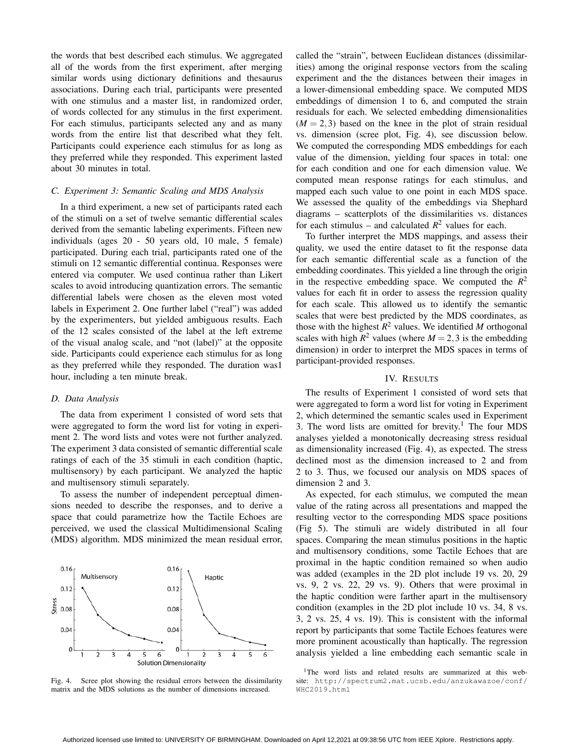the words that best described each stimulus. We aggregated all of the words from the first experiment, after merging similar words using dictionary definitions and thesaurus associations. During each trial, participants were presented with one stimulus and a master list, in randomized order, of words collected for any stimulus in the first experiment. For each stimulus, participants selected any and as many words from the entire list that described what they felt. Participants could experience each stimulus for as long as they preferred while they responded. This experiment lasted about 30 minutes in total.

### C. Experiment 3: Semantic Scaling and MDS Analysis

In a third experiment, a new set of participants rated each of the stimuli on a set of twelve semantic differential scales derived from the semantic labeling experiments. Fifteen new individuals (ages 20 - 50 years old, 10 male, 5 female) participated. During each trial, participants rated one of the stimuli on 12 semantic differential continua. Responses were entered via computer. We used continua rather than Likert scales to avoid introducing quantization errors. The semantic differential labels were chosen as the eleven most voted labels in Experiment 2. One further label ("real") was added by the experimenters, but yielded ambiguous results. Each of the 12 scales consisted of the label at the left extreme of the visual analog scale, and "not (label)" at the opposite side. Participants could experience each stimulus for as long as they preferred while they responded. The duration was1 hour, including a ten minute break.

### D. Data Analysis

The data from experiment 1 consisted of word sets that were aggregated to form the word list for voting in experiment 2. The word lists and votes were not further analyzed. The experiment 3 data consisted of semantic differential scale ratings of each of the 35 stimuli in each condition (haptic, multisensory) by each participant. We analyzed the haptic and multisensory stimuli separately.

To assess the number of independent perceptual dimensions needed to describe the responses, and to derive a space that could parametrize how the Tactile Echoes are perceived, we used the classical Multidimensional Scaling (MDS) algorithm. MDS minimized the mean residual error, called the "strain", between Euclidean distances (dissimilarities) among the original response vectors from the scaling experiment and the the distances between their images in a lower-dimensional embedding space. We computed MDS embeddings of dimension 1 to 6, and computed the strain residuals for each. We selected embedding dimensionalities ($M = 2, 3$) based on the knee in the plot of strain residual vs. dimension (scree plot, Fig. 4), see discussion below. We computed the corresponding MDS embeddings for each value of the dimension, yielding four spaces in total: one for each condition and one for each dimension value. We computed mean response ratings for each stimulus, and mapped each such value to one point in each MDS space. We assessed the quality of the embeddings via Shephard diagrams – scatterplots of the dissimilarities vs. distances for each stimulus – and calculated $R^2$ values for each.

To further interpret the MDS mappings, and assess their quality, we used the entire dataset to fit the response data for each semantic differential scale as a function of the embedding coordinates. This yielded a line through the origin in the respective embedding space. We computed the $R^2$ values for each fit in order to assess the regression quality for each scale. This allowed us to identify the semantic scales that were best predicted by the MDS coordinates, as those with the highest $R^2$ values. We identified $M$ orthogonal scales with high $R^2$ values (where $M = 2, 3$ is the embedding dimension) in order to interpret the MDS spaces in terms of participant-provided responses.

Fig. 4. Scree plot showing the residual errors between the dissimilarity matrix and the MDS solutions as the number of dimensions increased.

## IV. RESULTS

The results of Experiment 1 consisted of word sets that were aggregated to form a word list for voting in Experiment 2, which determined the semantic scales used in Experiment 3. The word lists are omitted for brevity.[1] The four MDS analyses yielded a monotonically decreasing stress residual as dimensionality increased (Fig. 4), as expected. The stress declined most as the dimension increased to 2 and from 2 to 3. Thus, we focused our analysis on MDS spaces of dimension 2 and 3.

As expected, for each stimulus, we computed the mean value of the rating across all presentations and mapped the resulting vector to the corresponding MDS space positions (Fig 5). The stimuli are widely distributed in all four spaces. Comparing the mean stimulus positions in the haptic and multisensory conditions, some Tactile Echoes that are proximal in the haptic condition remained so when audio was added (examples in the 2D plot include 19 vs. 20, 29 vs. 9, 2 vs. 22, 29 vs. 9). Others that were proximal in the haptic condition were farther apart in the multisensory condition (examples in the 2D plot include 10 vs. 34, 8 vs. 3, 2 vs. 25, 4 vs. 19). This is consistent with the informal report by participants that some Tactile Echoes features were more prominent acoustically than haptically. The regression analysis yielded a line embedding each semantic scale in

[1]The word lists and related results are summarized at this website: http://spectrum2.mat.ucsb.edu/anzukawazoe/conf/WHC2019.html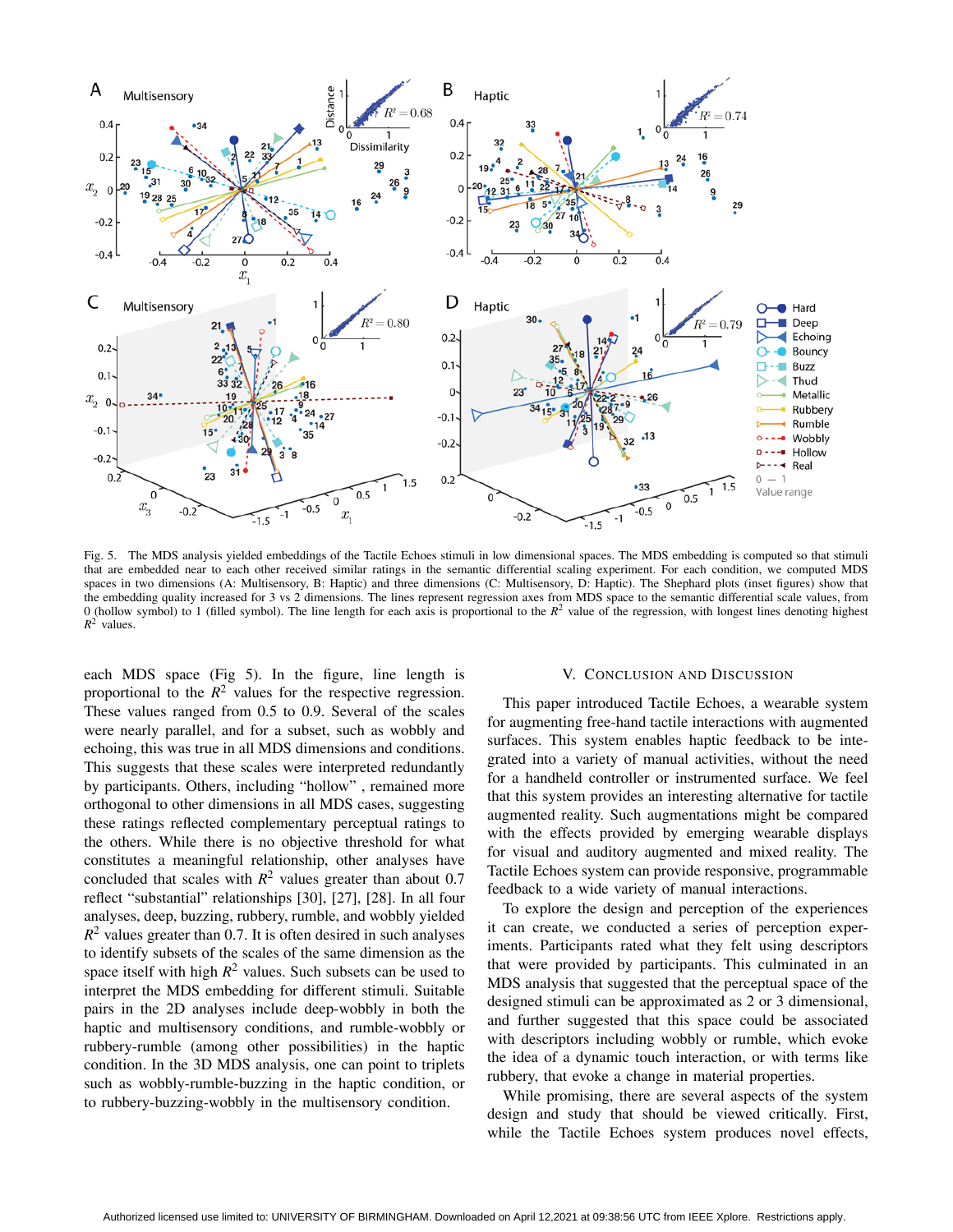Fig. 5. The MDS analysis yielded embeddings of the Tactile Echoes stimuli in low dimensional spaces. The MDS embedding is computed so that stimuli that are embedded near to each other received similar ratings in the semantic differential scaling experiment. For each condition, we computed MDS spaces in two dimensions (A: Multisensory, B: Haptic) and three dimensions (C: Multisensory, D: Haptic). The Shephard plots (inset figures) show that the embedding quality increased for 3 vs 2 dimensions. The lines represent regression axes from MDS space to the semantic differential scale values, from 0 (hollow symbol) to 1 (filled symbol). The line length for each axis is proportional to the $R^2$ value of the regression, with longest lines denoting highest $R^2$ values.

each MDS space (Fig 5). In the figure, line length is proportional to the $R^2$ values for the respective regression. These values ranged from 0.5 to 0.9. Several of the scales were nearly parallel, and for a subset, such as wobbly and echoing, this was true in all MDS dimensions and conditions. This suggests that these scales were interpreted redundantly by participants. Others, including "hollow" , remained more orthogonal to other dimensions in all MDS cases, suggesting these ratings reflected complementary perceptual ratings to the others. While there is no objective threshold for what constitutes a meaningful relationship, other analyses have concluded that scales with $R^2$ values greater than about 0.7 reflect "substantial" relationships [30], [27], [28]. In all four analyses, deep, buzzing, rubbery, rumble, and wobbly yielded $R^2$ values greater than 0.7. It is often desired in such analyses to identify subsets of the scales of the same dimension as the space itself with high $R^2$ values. Such subsets can be used to interpret the MDS embedding for different stimuli. Suitable pairs in the 2D analyses include deep-wobbly in both the haptic and multisensory conditions, and rumble-wobbly or rubbery-rumble (among other possibilities) in the haptic condition. In the 3D MDS analysis, one can point to triplets such as wobbly-rumble-buzzing in the haptic condition, or to rubbery-buzzing-wobbly in the multisensory condition.

## V. Conclusion and Discussion

This paper introduced Tactile Echoes, a wearable system for augmenting free-hand tactile interactions with augmented surfaces. This system enables haptic feedback to be integrated into a variety of manual activities, without the need for a handheld controller or instrumented surface. We feel that this system provides an interesting alternative for tactile augmented reality. Such augmentations might be compared with the effects provided by emerging wearable displays for visual and auditory augmented and mixed reality. The Tactile Echoes system can provide responsive, programmable feedback to a wide variety of manual interactions.

To explore the design and perception of the experiences it can create, we conducted a series of perception experiments. Participants rated what they felt using descriptors that were provided by participants. This culminated in an MDS analysis that suggested that the perceptual space of the designed stimuli can be approximated as 2 or 3 dimensional, and further suggested that this space could be associated with descriptors including wobbly or rumble, which evoke the idea of a dynamic touch interaction, or with terms like rubbery, that evoke a change in material properties.

While promising, there are several aspects of the system design and study that should be viewed critically. First, while the Tactile Echoes system produces novel effects,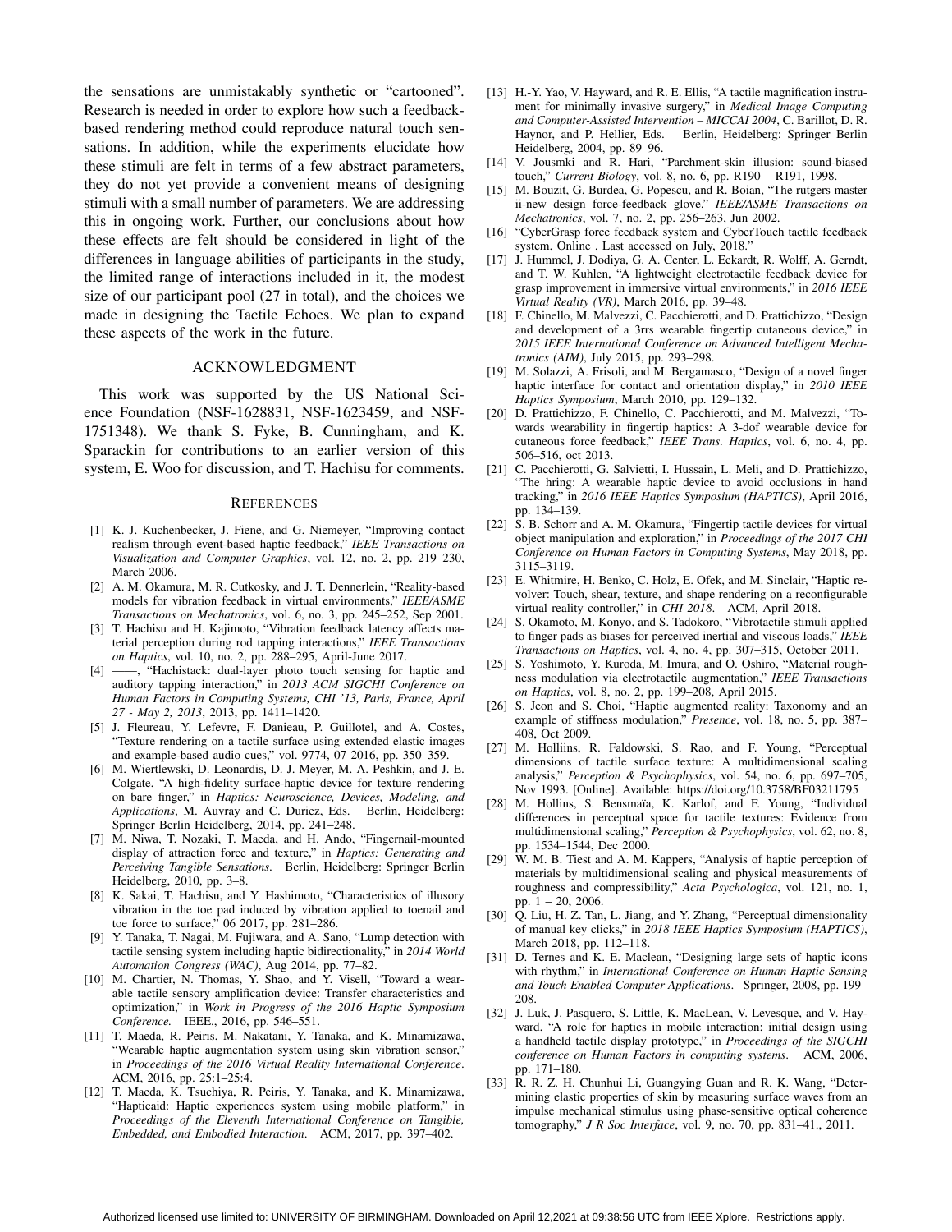the sensations are unmistakably synthetic or "cartooned". Research is needed in order to explore how such a feedback-based rendering method could reproduce natural touch sensations. In addition, while the experiments elucidate how these stimuli are felt in terms of a few abstract parameters, they do not yet provide a convenient means of designing stimuli with a small number of parameters. We are addressing this in ongoing work. Further, our conclusions about how these effects are felt should be considered in light of the differences in language abilities of participants in the study, the limited range of interactions included in it, the modest size of our participant pool (27 in total), and the choices we made in designing the Tactile Echoes. We plan to expand these aspects of the work in the future.

## ACKNOWLEDGMENT

This work was supported by the US National Science Foundation (NSF-1628831, NSF-1623459, and NSF-1751348). We thank S. Fyke, B. Cunningham, and K. Sparackin for contributions to an earlier version of this system, E. Woo for discussion, and T. Hachisu for comments.

## REFERENCES

[1] K. J. Kuchenbecker, J. Fiene, and G. Niemeyer, "Improving contact realism through event-based haptic feedback," *IEEE Transactions on Visualization and Computer Graphics*, vol. 12, no. 2, pp. 219–230, March 2006.

[2] A. M. Okamura, M. R. Cutkosky, and J. T. Dennerlein, "Reality-based models for vibration feedback in virtual environments," *IEEE/ASME Transactions on Mechatronics*, vol. 6, no. 3, pp. 245–252, Sep 2001.

[3] T. Hachisu and H. Kajimoto, "Vibration feedback latency affects material perception during rod tapping interactions," *IEEE Transactions on Haptics*, vol. 10, no. 2, pp. 288–295, April-June 2017.

[4] ——, "Hachistack: dual-layer photo touch sensing for haptic and auditory tapping interaction," in *2013 ACM SIGCHI Conference on Human Factors in Computing Systems, CHI '13, Paris, France, April 27 - May 2, 2013*, 2013, pp. 1411–1420.

[5] J. Fleureau, Y. Lefevre, F. Danieau, P. Guillotel, and A. Costes, "Texture rendering on a tactile surface using extended elastic images and example-based audio cues," vol. 9774, 07 2016, pp. 350–359.

[6] M. Wiertlewski, D. Leonardis, D. J. Meyer, M. A. Peshkin, and J. E. Colgate, "A high-fidelity surface-haptic device for texture rendering on bare finger," in *Haptics: Neuroscience, Devices, Modeling, and Applications*, M. Auvray and C. Duriez, Eds. Berlin, Heidelberg: Springer Berlin Heidelberg, 2014, pp. 241–248.

[7] M. Niwa, T. Nozaki, T. Maeda, and H. Ando, "Fingernail-mounted display of attraction force and texture," in *Haptics: Generating and Perceiving Tangible Sensations*. Berlin, Heidelberg: Springer Berlin Heidelberg, 2010, pp. 3–8.

[8] K. Sakai, T. Hachisu, and Y. Hashimoto, "Characteristics of illusory vibration in the toe pad induced by vibration applied to toenail and toe force to surface," 06 2017, pp. 281–286.

[9] Y. Tanaka, T. Nagai, M. Fujiwara, and A. Sano, "Lump detection with tactile sensing system including haptic bidirectionality," in *2014 World Automation Congress (WAC)*, Aug 2014, pp. 77–82.

[10] M. Chartier, N. Thomas, Y. Shao, and Y. Visell, "Toward a wearable tactile sensory amplification device: Transfer characteristics and optimization," in *Work in Progress of the 2016 Haptic Symposium Conference.* IEEE., 2016, pp. 546–551.

[11] T. Maeda, R. Peiris, M. Nakatani, Y. Tanaka, and K. Minamizawa, "Wearable haptic augmentation system using skin vibration sensor," in *Proceedings of the 2016 Virtual Reality International Conference*. ACM, 2016, pp. 25:1–25:4.

[12] T. Maeda, K. Tsuchiya, R. Peiris, Y. Tanaka, and K. Minamizawa, "Hapticaid: Haptic experiences system using mobile platform," in *Proceedings of the Eleventh International Conference on Tangible, Embedded, and Embodied Interaction*. ACM, 2017, pp. 397–402.

[13] H.-Y. Yao, V. Hayward, and R. E. Ellis, "A tactile magnification instrument for minimally invasive surgery," in *Medical Image Computing and Computer-Assisted Intervention – MICCAI 2004*, C. Barillot, D. R. Haynor, and P. Hellier, Eds. Berlin, Heidelberg: Springer Berlin Heidelberg, 2004, pp. 89–96.

[14] V. Jousmki and R. Hari, "Parchment-skin illusion: sound-biased touch," *Current Biology*, vol. 8, no. 6, pp. R190 – R191, 1998.

[15] M. Bouzit, G. Burdea, G. Popescu, and R. Boian, "The rutgers master ii-new design force-feedback glove," *IEEE/ASME Transactions on Mechatronics*, vol. 7, no. 2, pp. 256–263, Jun 2002.

[16] "CyberGrasp force feedback system and CyberTouch tactile feedback system. Online , Last accessed on July, 2018."

[17] J. Hummel, J. Dodiya, G. A. Center, L. Eckardt, R. Wolff, A. Gerndt, and T. W. Kuhlen, "A lightweight electrotactile feedback device for grasp improvement in immersive virtual environments," in *2016 IEEE Virtual Reality (VR)*, March 2016, pp. 39–48.

[18] F. Chinello, M. Malvezzi, C. Pacchierotti, and D. Prattichizzo, "Design and development of a 3rrs wearable fingertip cutaneous device," in *2015 IEEE International Conference on Advanced Intelligent Mechatronics (AIM)*, July 2015, pp. 293–298.

[19] M. Solazzi, A. Frisoli, and M. Bergamasco, "Design of a novel finger haptic interface for contact and orientation display," in *2010 IEEE Haptics Symposium*, March 2010, pp. 129–132.

[20] D. Prattichizzo, F. Chinello, C. Pacchierotti, and M. Malvezzi, "Towards wearability in fingertip haptics: A 3-dof wearable device for cutaneous force feedback," *IEEE Trans. Haptics*, vol. 6, no. 4, pp. 506–516, oct 2013.

[21] C. Pacchierotti, G. Salvietti, I. Hussain, L. Meli, and D. Prattichizzo, "The hring: A wearable haptic device to avoid occlusions in hand tracking," in *2016 IEEE Haptics Symposium (HAPTICS)*, April 2016, pp. 134–139.

[22] S. B. Schorr and A. M. Okamura, "Fingertip tactile devices for virtual object manipulation and exploration," in *Proceedings of the 2017 CHI Conference on Human Factors in Computing Systems*, May 2018, pp. 3115–3119.

[23] E. Whitmire, H. Benko, C. Holz, E. Ofek, and M. Sinclair, "Haptic revolver: Touch, shear, texture, and shape rendering on a reconfigurable virtual reality controller," in *CHI 2018*. ACM, April 2018.

[24] S. Okamoto, M. Konyo, and S. Tadokoro, "Vibrotactile stimuli applied to finger pads as biases for perceived inertial and viscous loads," *IEEE Transactions on Haptics*, vol. 4, no. 4, pp. 307–315, October 2011.

[25] S. Yoshimoto, Y. Kuroda, M. Imura, and O. Oshiro, "Material roughness modulation via electrotactile augmentation," *IEEE Transactions on Haptics*, vol. 8, no. 2, pp. 199–208, April 2015.

[26] S. Jeon and S. Choi, "Haptic augmented reality: Taxonomy and an example of stiffness modulation," *Presence*, vol. 18, no. 5, pp. 387–408, Oct 2009.

[27] M. Holliins, R. Faldowski, S. Rao, and F. Young, "Perceptual dimensions of tactile surface texture: A multidimensional scaling analysis," *Perception & Psychophysics*, vol. 54, no. 6, pp. 697–705, Nov 1993. [Online]. Available: https://doi.org/10.3758/BF03211795

[28] M. Hollins, S. Bensmaïa, K. Karlof, and F. Young, "Individual differences in perceptual space for tactile textures: Evidence from multidimensional scaling," *Perception & Psychophysics*, vol. 62, no. 8, pp. 1534–1544, Dec 2000.

[29] W. M. B. Tiest and A. M. Kappers, "Analysis of haptic perception of materials by multidimensional scaling and physical measurements of roughness and compressibility," *Acta Psychologica*, vol. 121, no. 1, pp. 1 – 20, 2006.

[30] Q. Liu, H. Z. Tan, L. Jiang, and Y. Zhang, "Perceptual dimensionality of manual key clicks," in *2018 IEEE Haptics Symposium (HAPTICS)*, March 2018, pp. 112–118.

[31] D. Ternes and K. E. Maclean, "Designing large sets of haptic icons with rhythm," in *International Conference on Human Haptic Sensing and Touch Enabled Computer Applications*. Springer, 2008, pp. 199–208.

[32] J. Luk, J. Pasquero, S. Little, K. MacLean, V. Levesque, and V. Hayward, "A role for haptics in mobile interaction: initial design using a handheld tactile display prototype," in *Proceedings of the SIGCHI conference on Human Factors in computing systems*. ACM, 2006, pp. 171–180.

[33] R. R. Z. H. Chunhui Li, Guangying Guan and R. K. Wang, "Determining elastic properties of skin by measuring surface waves from an impulse mechanical stimulus using phase-sensitive optical coherence tomography," *J R Soc Interface*, vol. 9, no. 70, pp. 831–41., 2011.